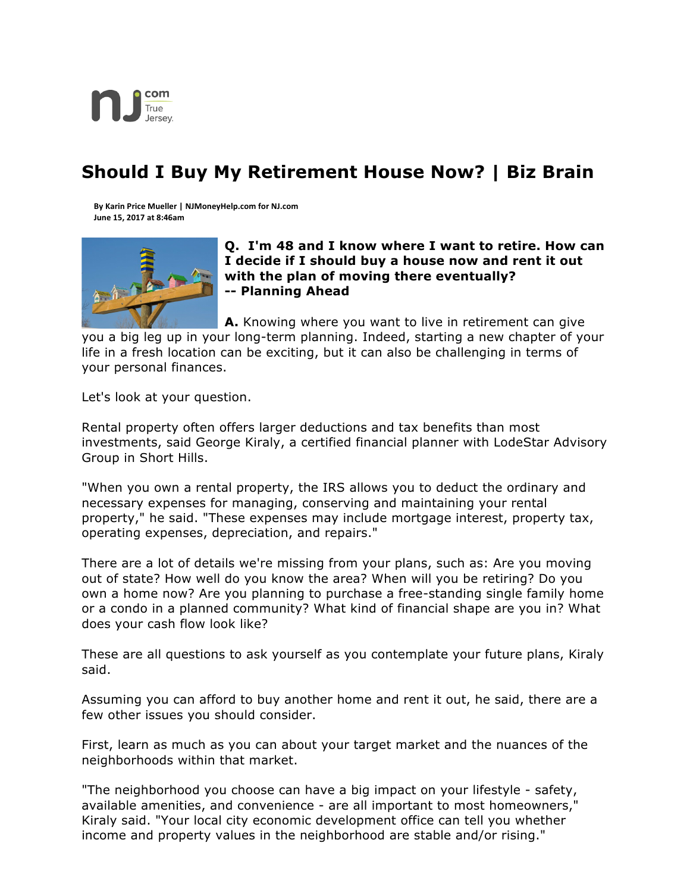# Should I Buy My Retirement House Now? | Biz Brain

**By Karin Price Mueller | NJMoneyHelp.com for NJ.com**
**June 15, 2017 at 8:46am**

**Q. I'm 48 and I know where I want to retire. How can I decide if I should buy a house now and rent it out with the plan of moving there eventually?**
**-- Planning Ahead**

**A.** Knowing where you want to live in retirement can give you a big leg up in your long-term planning. Indeed, starting a new chapter of your life in a fresh location can be exciting, but it can also be challenging in terms of your personal finances.

Let's look at your question.

Rental property often offers larger deductions and tax benefits than most investments, said George Kiraly, a certified financial planner with LodeStar Advisory Group in Short Hills.

"When you own a rental property, the IRS allows you to deduct the ordinary and necessary expenses for managing, conserving and maintaining your rental property," he said. "These expenses may include mortgage interest, property tax, operating expenses, depreciation, and repairs."

There are a lot of details we're missing from your plans, such as: Are you moving out of state? How well do you know the area? When will you be retiring? Do you own a home now? Are you planning to purchase a free-standing single family home or a condo in a planned community? What kind of financial shape are you in? What does your cash flow look like?

These are all questions to ask yourself as you contemplate your future plans, Kiraly said.

Assuming you can afford to buy another home and rent it out, he said, there are a few other issues you should consider.

First, learn as much as you can about your target market and the nuances of the neighborhoods within that market.

"The neighborhood you choose can have a big impact on your lifestyle - safety, available amenities, and convenience - are all important to most homeowners," Kiraly said. "Your local city economic development office can tell you whether income and property values in the neighborhood are stable and/or rising."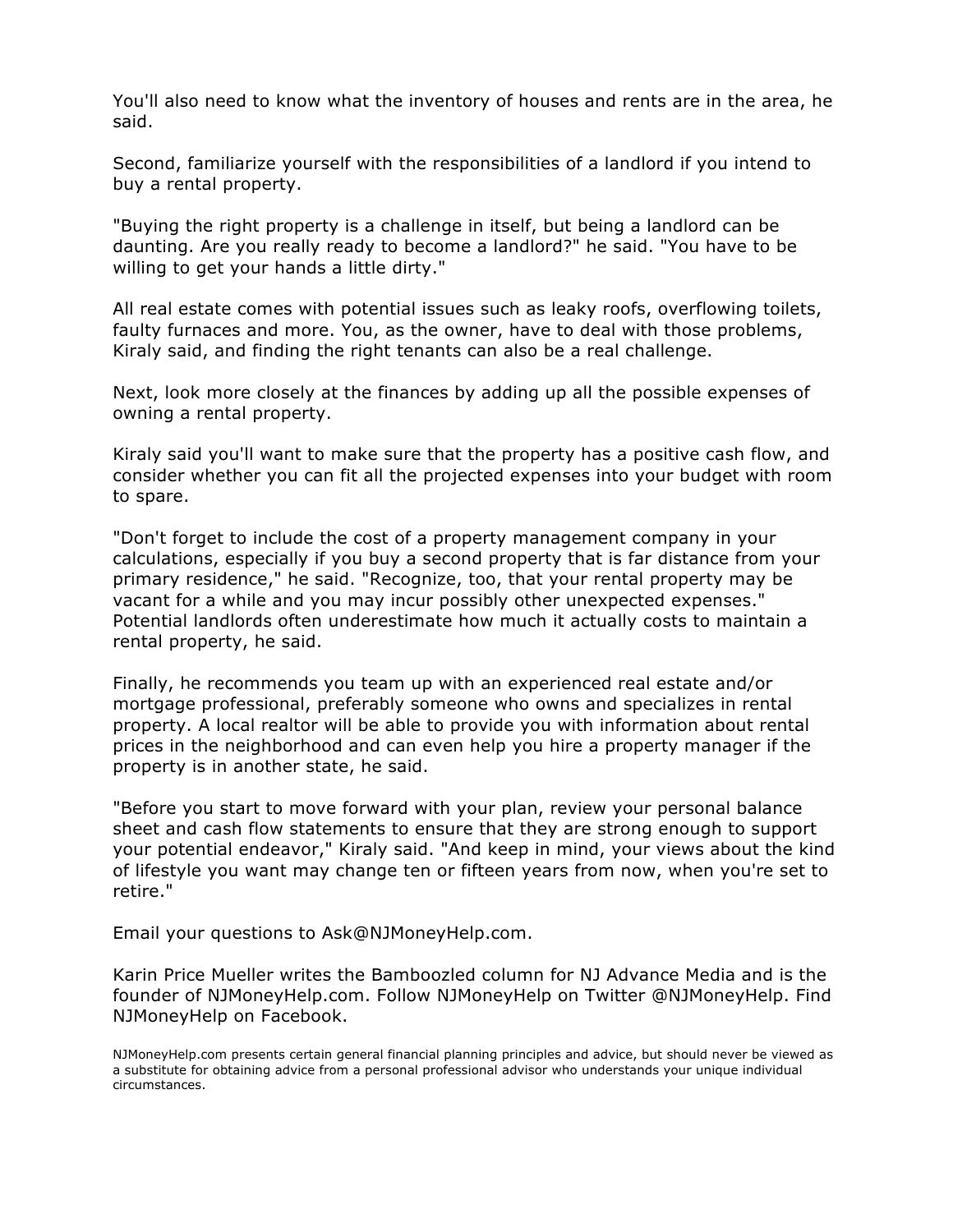You'll also need to know what the inventory of houses and rents are in the area, he said.

Second, familiarize yourself with the responsibilities of a landlord if you intend to buy a rental property.

"Buying the right property is a challenge in itself, but being a landlord can be daunting. Are you really ready to become a landlord?" he said. "You have to be willing to get your hands a little dirty."

All real estate comes with potential issues such as leaky roofs, overflowing toilets, faulty furnaces and more. You, as the owner, have to deal with those problems, Kiraly said, and finding the right tenants can also be a real challenge.

Next, look more closely at the finances by adding up all the possible expenses of owning a rental property.

Kiraly said you'll want to make sure that the property has a positive cash flow, and consider whether you can fit all the projected expenses into your budget with room to spare.

"Don't forget to include the cost of a property management company in your calculations, especially if you buy a second property that is far distance from your primary residence," he said. "Recognize, too, that your rental property may be vacant for a while and you may incur possibly other unexpected expenses." Potential landlords often underestimate how much it actually costs to maintain a rental property, he said.

Finally, he recommends you team up with an experienced real estate and/or mortgage professional, preferably someone who owns and specializes in rental property. A local realtor will be able to provide you with information about rental prices in the neighborhood and can even help you hire a property manager if the property is in another state, he said.

"Before you start to move forward with your plan, review your personal balance sheet and cash flow statements to ensure that they are strong enough to support your potential endeavor," Kiraly said. "And keep in mind, your views about the kind of lifestyle you want may change ten or fifteen years from now, when you're set to retire."

Email your questions to Ask@NJMoneyHelp.com.

Karin Price Mueller writes the Bamboozled column for NJ Advance Media and is the founder of NJMoneyHelp.com. Follow NJMoneyHelp on Twitter @NJMoneyHelp. Find NJMoneyHelp on Facebook.

NJMoneyHelp.com presents certain general financial planning principles and advice, but should never be viewed as a substitute for obtaining advice from a personal professional advisor who understands your unique individual circumstances.